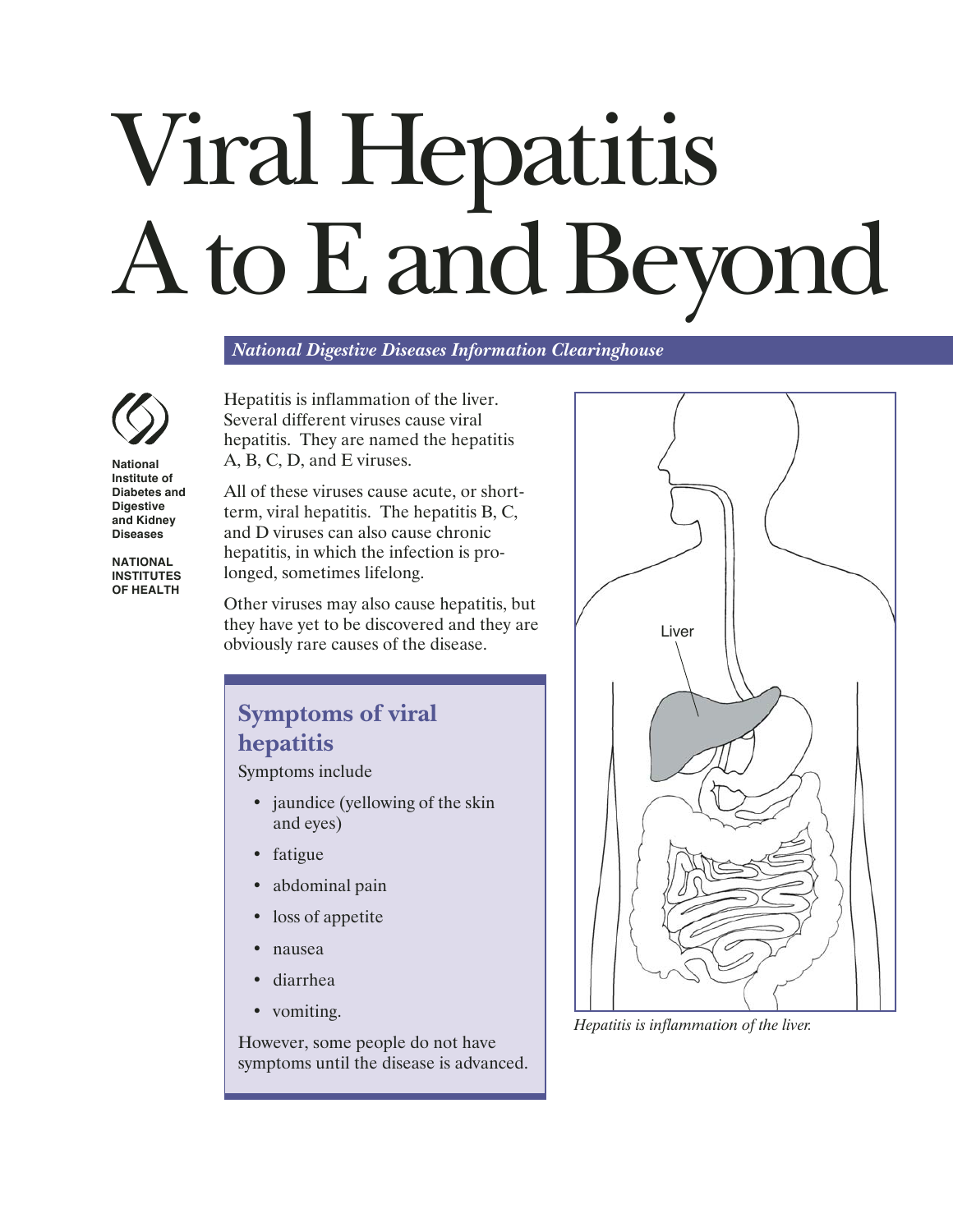# Viral Hepatitis A to E and Beyond

*National Digestive Diseases Information Clearinghouse*

National Institute of Diabetes and Digestive and Kidney Diseases

NATIONAL INSTITUTES OF HEALTH

Hepatitis is inflammation of the liver. Several different viruses cause viral hepatitis. They are named the hepatitis A, B, C, D, and E viruses.

All of these viruses cause acute, or short-term, viral hepatitis. The hepatitis B, C, and D viruses can also cause chronic hepatitis, in which the infection is prolonged, sometimes lifelong.

Other viruses may also cause hepatitis, but they have yet to be discovered and they are obviously rare causes of the disease.

## Symptoms of viral hepatitis

Symptoms include

- jaundice (yellowing of the skin and eyes)
- fatigue
- abdominal pain
- loss of appetite
- nausea
- diarrhea
- vomiting.

However, some people do not have symptoms until the disease is advanced.

Liver

*Hepatitis is inflammation of the liver.*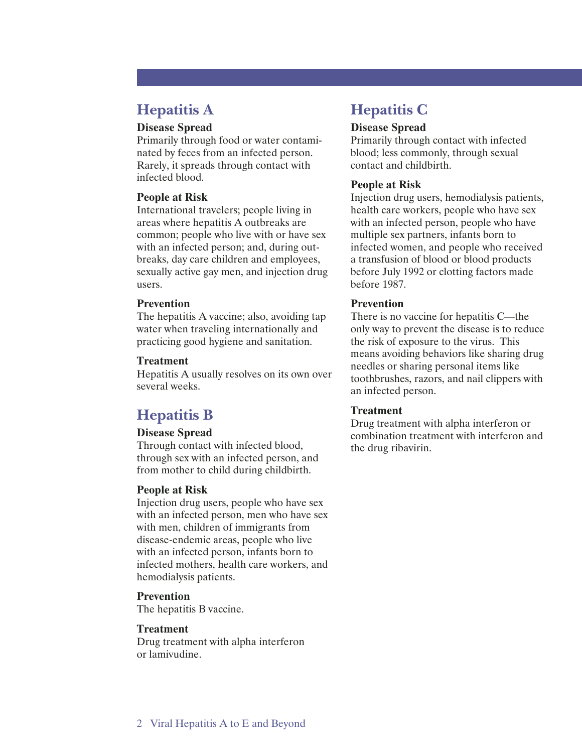## Hepatitis A

### Disease Spread

Primarily through food or water contaminated by feces from an infected person. Rarely, it spreads through contact with infected blood.

### People at Risk

International travelers; people living in areas where hepatitis A outbreaks are common; people who live with or have sex with an infected person; and, during outbreaks, day care children and employees, sexually active gay men, and injection drug users.

### Prevention

The hepatitis A vaccine; also, avoiding tap water when traveling internationally and practicing good hygiene and sanitation.

### Treatment

Hepatitis A usually resolves on its own over several weeks.

## Hepatitis B

### Disease Spread

Through contact with infected blood, through sex with an infected person, and from mother to child during childbirth.

### People at Risk

Injection drug users, people who have sex with an infected person, men who have sex with men, children of immigrants from disease-endemic areas, people who live with an infected person, infants born to infected mothers, health care workers, and hemodialysis patients.

### Prevention

The hepatitis B vaccine.

### Treatment

Drug treatment with alpha interferon or lamivudine.

## Hepatitis C

### Disease Spread

Primarily through contact with infected blood; less commonly, through sexual contact and childbirth.

### People at Risk

Injection drug users, hemodialysis patients, health care workers, people who have sex with an infected person, people who have multiple sex partners, infants born to infected women, and people who received a transfusion of blood or blood products before July 1992 or clotting factors made before 1987.

### Prevention

There is no vaccine for hepatitis C—the only way to prevent the disease is to reduce the risk of exposure to the virus. This means avoiding behaviors like sharing drug needles or sharing personal items like toothbrushes, razors, and nail clippers with an infected person.

### Treatment

Drug treatment with alpha interferon or combination treatment with interferon and the drug ribavirin.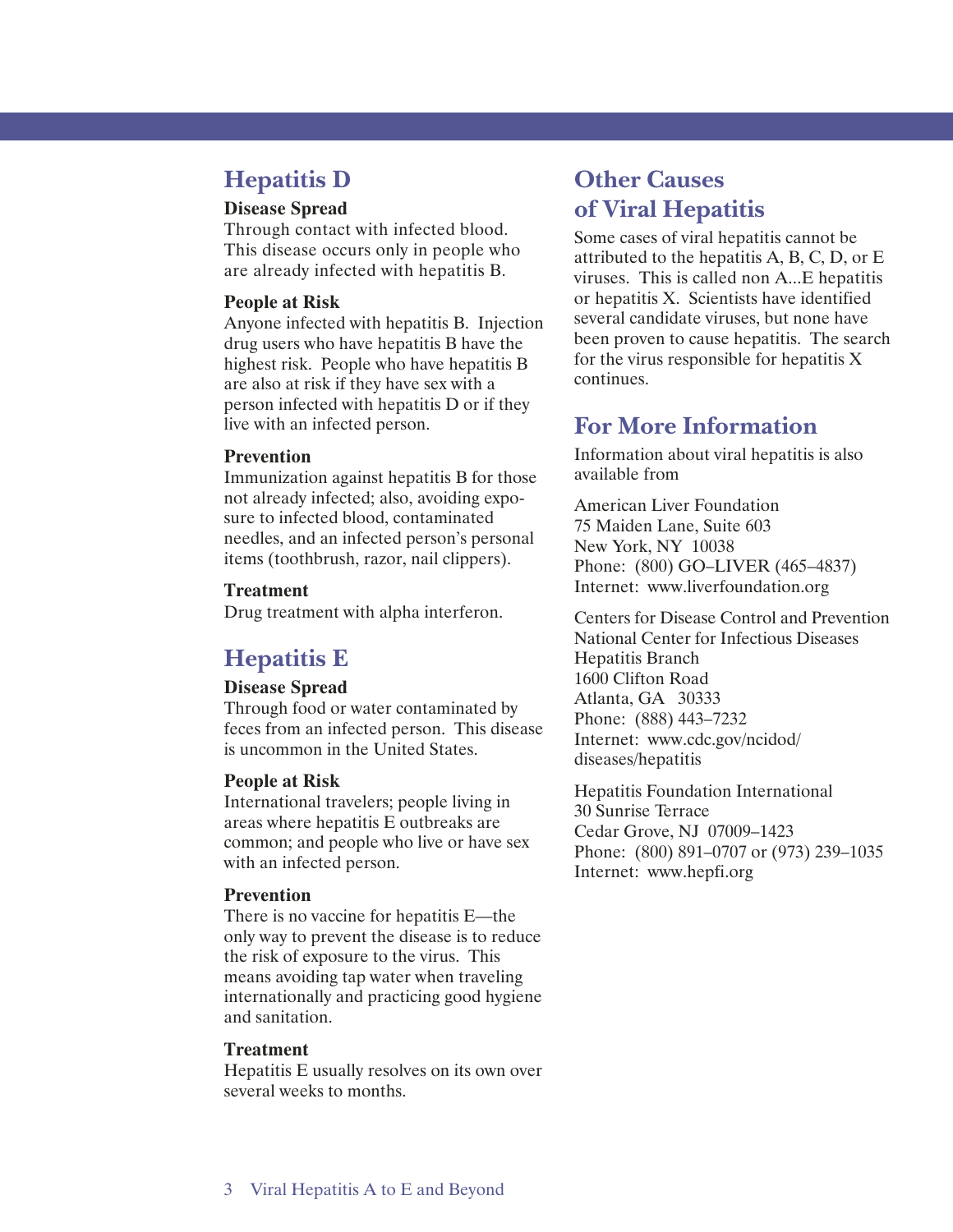## Hepatitis D

**Disease Spread**

Through contact with infected blood. This disease occurs only in people who are already infected with hepatitis B.

**People at Risk**

Anyone infected with hepatitis B. Injection drug users who have hepatitis B have the highest risk. People who have hepatitis B are also at risk if they have sex with a person infected with hepatitis D or if they live with an infected person.

**Prevention**

Immunization against hepatitis B for those not already infected; also, avoiding exposure to infected blood, contaminated needles, and an infected person's personal items (toothbrush, razor, nail clippers).

**Treatment**

Drug treatment with alpha interferon.

## Hepatitis E

**Disease Spread**

Through food or water contaminated by feces from an infected person. This disease is uncommon in the United States.

**People at Risk**

International travelers; people living in areas where hepatitis E outbreaks are common; and people who live or have sex with an infected person.

**Prevention**

There is no vaccine for hepatitis E—the only way to prevent the disease is to reduce the risk of exposure to the virus. This means avoiding tap water when traveling internationally and practicing good hygiene and sanitation.

**Treatment**

Hepatitis E usually resolves on its own over several weeks to months.

## Other Causes of Viral Hepatitis

Some cases of viral hepatitis cannot be attributed to the hepatitis A, B, C, D, or E viruses. This is called non A...E hepatitis or hepatitis X. Scientists have identified several candidate viruses, but none have been proven to cause hepatitis. The search for the virus responsible for hepatitis X continues.

## For More Information

Information about viral hepatitis is also available from

American Liver Foundation
75 Maiden Lane, Suite 603
New York, NY 10038
Phone: (800) GO–LIVER (465–4837)
Internet: www.liverfoundation.org

Centers for Disease Control and Prevention
National Center for Infectious Diseases
Hepatitis Branch
1600 Clifton Road
Atlanta, GA 30333
Phone: (888) 443–7232
Internet: www.cdc.gov/ncidod/diseases/hepatitis

Hepatitis Foundation International
30 Sunrise Terrace
Cedar Grove, NJ 07009–1423
Phone: (800) 891–0707 or (973) 239–1035
Internet: www.hepfi.org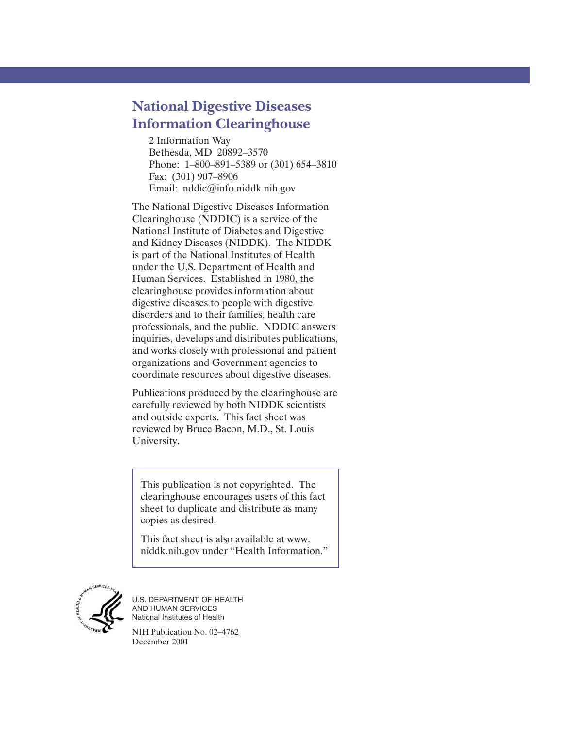# National Digestive Diseases Information Clearinghouse

2 Information Way
Bethesda, MD 20892–3570
Phone: 1–800–891–5389 or (301) 654–3810
Fax: (301) 907–8906
Email: nddic@info.niddk.nih.gov

The National Digestive Diseases Information Clearinghouse (NDDIC) is a service of the National Institute of Diabetes and Digestive and Kidney Diseases (NIDDK). The NIDDK is part of the National Institutes of Health under the U.S. Department of Health and Human Services. Established in 1980, the clearinghouse provides information about digestive diseases to people with digestive disorders and to their families, health care professionals, and the public. NDDIC answers inquiries, develops and distributes publications, and works closely with professional and patient organizations and Government agencies to coordinate resources about digestive diseases.

Publications produced by the clearinghouse are carefully reviewed by both NIDDK scientists and outside experts. This fact sheet was reviewed by Bruce Bacon, M.D., St. Louis University.

This publication is not copyrighted. The clearinghouse encourages users of this fact sheet to duplicate and distribute as many copies as desired.

This fact sheet is also available at www.niddk.nih.gov under "Health Information."

U.S. DEPARTMENT OF HEALTH AND HUMAN SERVICES
National Institutes of Health

NIH Publication No. 02–4762
December 2001